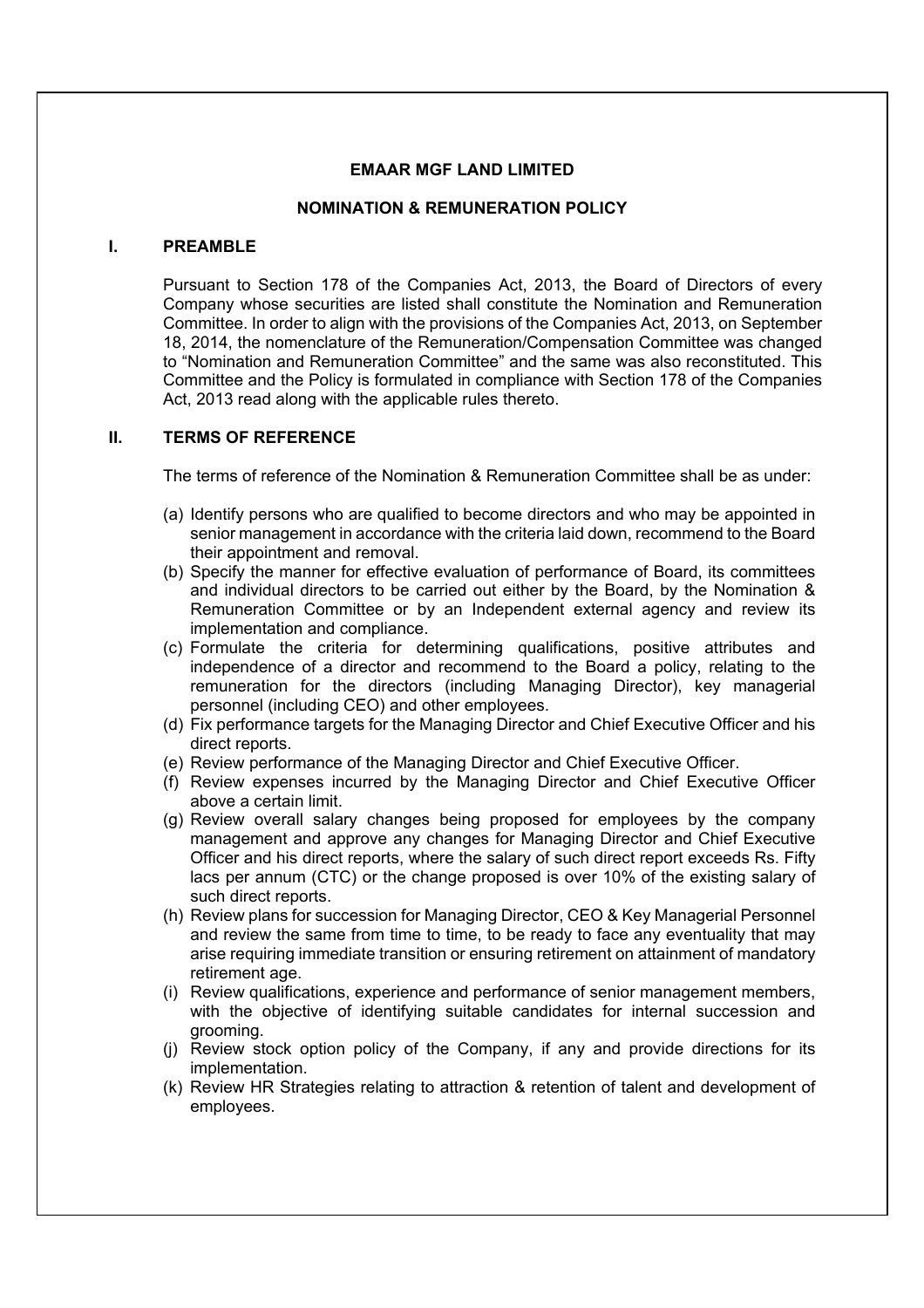# EMAAR MGF LAND LIMITED

## NOMINATION & REMUNERATION POLICY

### I. PREAMBLE

Pursuant to Section 178 of the Companies Act, 2013, the Board of Directors of every Company whose securities are listed shall constitute the Nomination and Remuneration Committee. In order to align with the provisions of the Companies Act, 2013, on September 18, 2014, the nomenclature of the Remuneration/Compensation Committee was changed to "Nomination and Remuneration Committee" and the same was also reconstituted. This Committee and the Policy is formulated in compliance with Section 178 of the Companies Act, 2013 read along with the applicable rules thereto.

### II. TERMS OF REFERENCE

The terms of reference of the Nomination & Remuneration Committee shall be as under:

(a) Identify persons who are qualified to become directors and who may be appointed in senior management in accordance with the criteria laid down, recommend to the Board their appointment and removal.

(b) Specify the manner for effective evaluation of performance of Board, its committees and individual directors to be carried out either by the Board, by the Nomination & Remuneration Committee or by an Independent external agency and review its implementation and compliance.

(c) Formulate the criteria for determining qualifications, positive attributes and independence of a director and recommend to the Board a policy, relating to the remuneration for the directors (including Managing Director), key managerial personnel (including CEO) and other employees.

(d) Fix performance targets for the Managing Director and Chief Executive Officer and his direct reports.

(e) Review performance of the Managing Director and Chief Executive Officer.

(f) Review expenses incurred by the Managing Director and Chief Executive Officer above a certain limit.

(g) Review overall salary changes being proposed for employees by the company management and approve any changes for Managing Director and Chief Executive Officer and his direct reports, where the salary of such direct report exceeds Rs. Fifty lacs per annum (CTC) or the change proposed is over 10% of the existing salary of such direct reports.

(h) Review plans for succession for Managing Director, CEO & Key Managerial Personnel and review the same from time to time, to be ready to face any eventuality that may arise requiring immediate transition or ensuring retirement on attainment of mandatory retirement age.

(i) Review qualifications, experience and performance of senior management members, with the objective of identifying suitable candidates for internal succession and grooming.

(j) Review stock option policy of the Company, if any and provide directions for its implementation.

(k) Review HR Strategies relating to attraction & retention of talent and development of employees.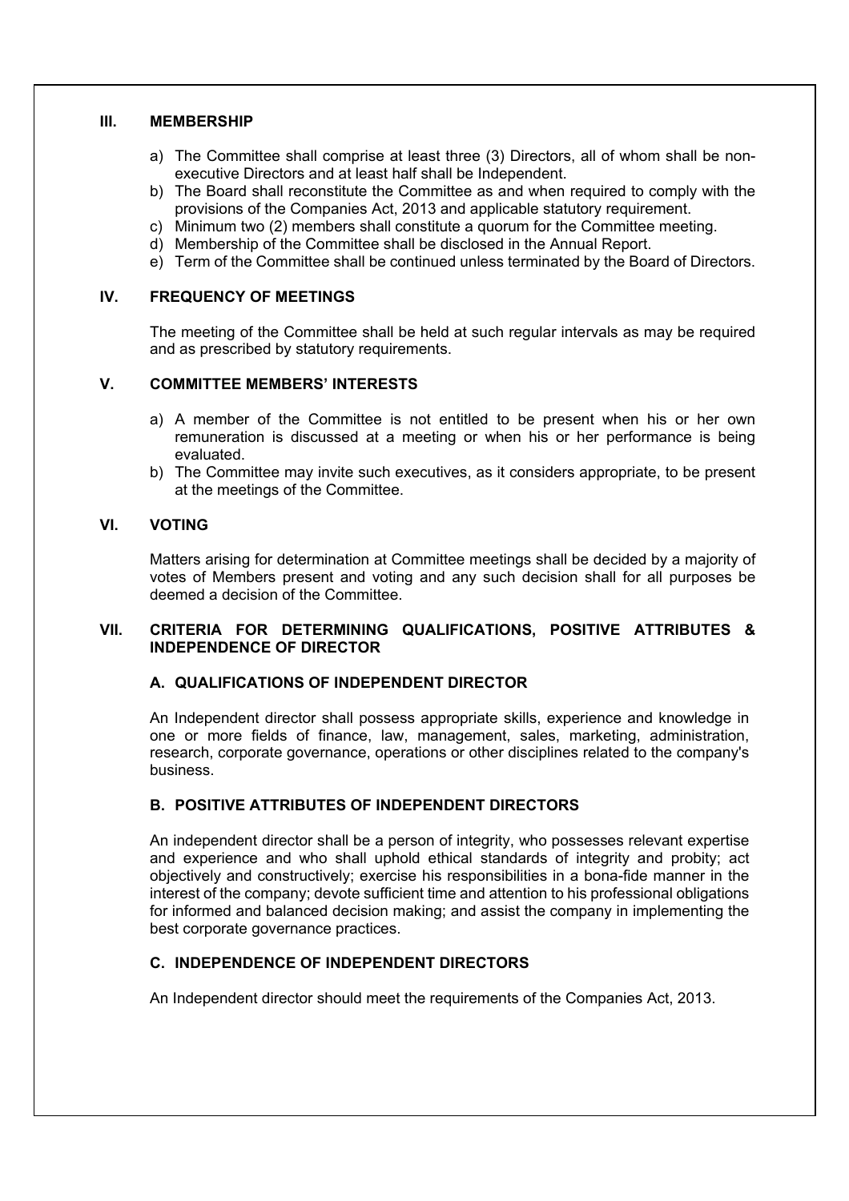## III. MEMBERSHIP

a) The Committee shall comprise at least three (3) Directors, all of whom shall be non-executive Directors and at least half shall be Independent.
b) The Board shall reconstitute the Committee as and when required to comply with the provisions of the Companies Act, 2013 and applicable statutory requirement.
c) Minimum two (2) members shall constitute a quorum for the Committee meeting.
d) Membership of the Committee shall be disclosed in the Annual Report.
e) Term of the Committee shall be continued unless terminated by the Board of Directors.

## IV. FREQUENCY OF MEETINGS

The meeting of the Committee shall be held at such regular intervals as may be required and as prescribed by statutory requirements.

## V. COMMITTEE MEMBERS' INTERESTS

a) A member of the Committee is not entitled to be present when his or her own remuneration is discussed at a meeting or when his or her performance is being evaluated.
b) The Committee may invite such executives, as it considers appropriate, to be present at the meetings of the Committee.

## VI. VOTING

Matters arising for determination at Committee meetings shall be decided by a majority of votes of Members present and voting and any such decision shall for all purposes be deemed a decision of the Committee.

## VII. CRITERIA FOR DETERMINING QUALIFICATIONS, POSITIVE ATTRIBUTES & INDEPENDENCE OF DIRECTOR

### A. QUALIFICATIONS OF INDEPENDENT DIRECTOR

An Independent director shall possess appropriate skills, experience and knowledge in one or more fields of finance, law, management, sales, marketing, administration, research, corporate governance, operations or other disciplines related to the company's business.

### B. POSITIVE ATTRIBUTES OF INDEPENDENT DIRECTORS

An independent director shall be a person of integrity, who possesses relevant expertise and experience and who shall uphold ethical standards of integrity and probity; act objectively and constructively; exercise his responsibilities in a bona-fide manner in the interest of the company; devote sufficient time and attention to his professional obligations for informed and balanced decision making; and assist the company in implementing the best corporate governance practices.

### C. INDEPENDENCE OF INDEPENDENT DIRECTORS

An Independent director should meet the requirements of the Companies Act, 2013.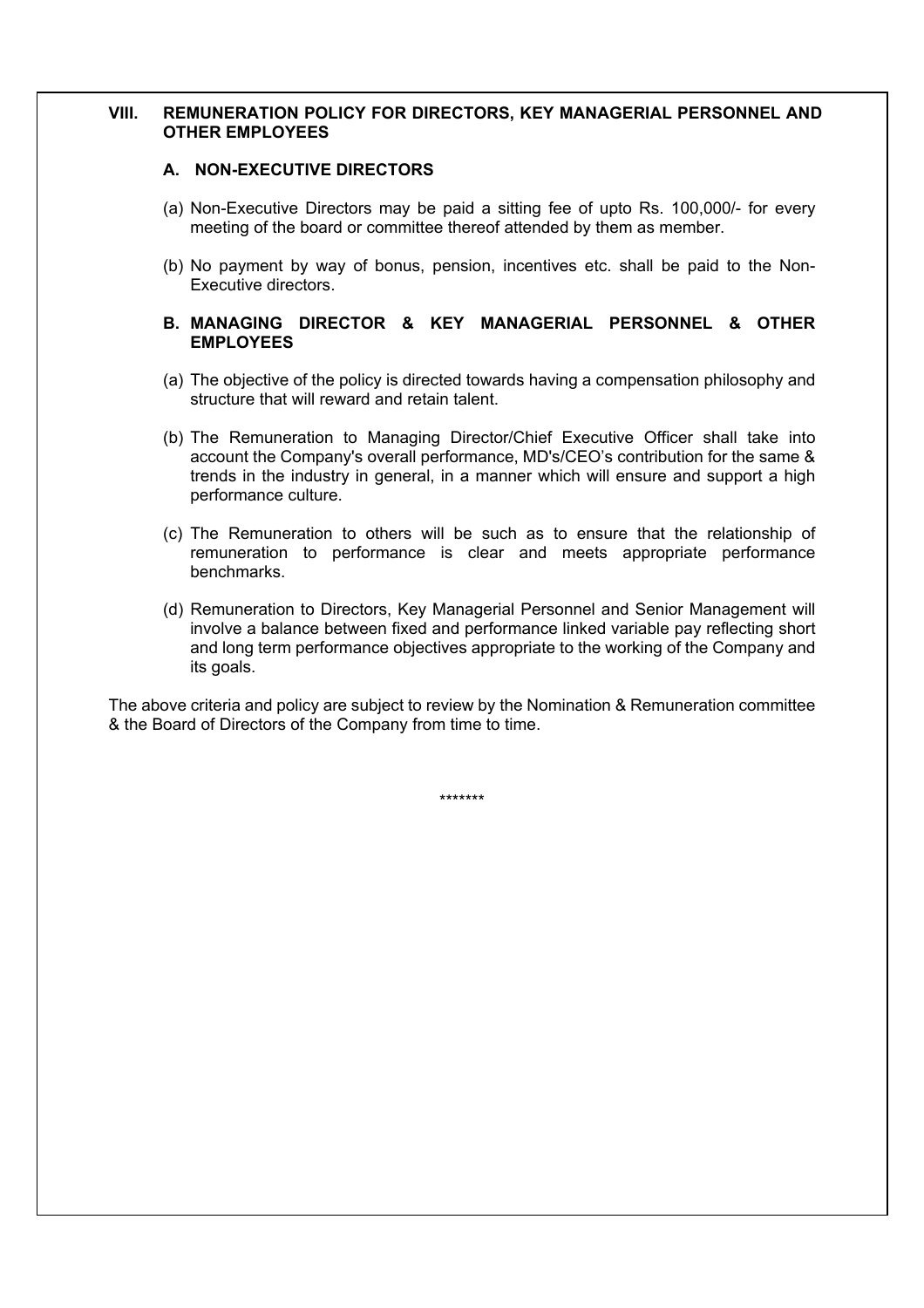## VIII. REMUNERATION POLICY FOR DIRECTORS, KEY MANAGERIAL PERSONNEL AND OTHER EMPLOYEES

### A. NON-EXECUTIVE DIRECTORS

(a) Non-Executive Directors may be paid a sitting fee of upto Rs. 100,000/- for every meeting of the board or committee thereof attended by them as member.

(b) No payment by way of bonus, pension, incentives etc. shall be paid to the Non-Executive directors.

### B. MANAGING DIRECTOR & KEY MANAGERIAL PERSONNEL & OTHER EMPLOYEES

(a) The objective of the policy is directed towards having a compensation philosophy and structure that will reward and retain talent.

(b) The Remuneration to Managing Director/Chief Executive Officer shall take into account the Company's overall performance, MD's/CEO's contribution for the same & trends in the industry in general, in a manner which will ensure and support a high performance culture.

(c) The Remuneration to others will be such as to ensure that the relationship of remuneration to performance is clear and meets appropriate performance benchmarks.

(d) Remuneration to Directors, Key Managerial Personnel and Senior Management will involve a balance between fixed and performance linked variable pay reflecting short and long term performance objectives appropriate to the working of the Company and its goals.

The above criteria and policy are subject to review by the Nomination & Remuneration committee & the Board of Directors of the Company from time to time.

*******